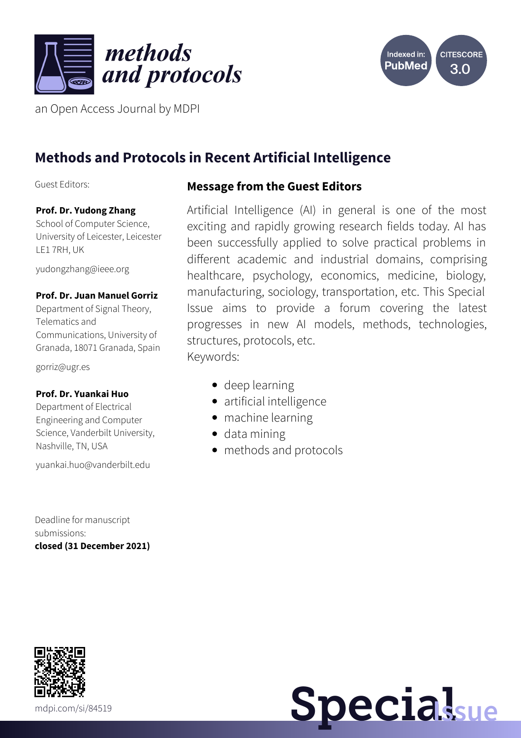*methods and protocols*

an Open Access Journal by MDPI

Indexed in: PubMed

CITESCORE 3.0

# Methods and Protocols in Recent Artificial Intelligence

Guest Editors:

**Prof. Dr. Yudong Zhang**
School of Computer Science, University of Leicester, Leicester LE1 7RH, UK

yudongzhang@ieee.org

**Prof. Dr. Juan Manuel Gorriz**
Department of Signal Theory, Telematics and Communications, University of Granada, 18071 Granada, Spain

gorriz@ugr.es

**Prof. Dr. Yuankai Huo**
Department of Electrical Engineering and Computer Science, Vanderbilt University, Nashville, TN, USA

yuankai.huo@vanderbilt.edu

Deadline for manuscript submissions:
**closed (31 December 2021)**

## Message from the Guest Editors

Artificial Intelligence (AI) in general is one of the most exciting and rapidly growing research fields today. AI has been successfully applied to solve practical problems in different academic and industrial domains, comprising healthcare, psychology, economics, medicine, biology, manufacturing, sociology, transportation, etc. This Special Issue aims to provide a forum covering the latest progresses in new AI models, methods, technologies, structures, protocols, etc.

Keywords:

- deep learning
- artificial intelligence
- machine learning
- data mining
- methods and protocols

mdpi.com/si/84519

Special Issue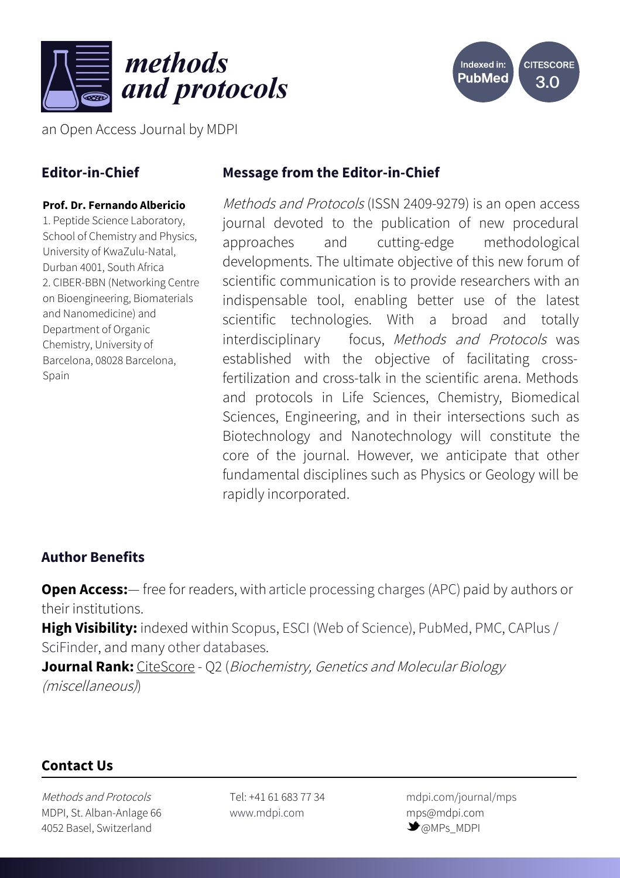# *methods and protocols*

Indexed in: PubMed

CITESCORE 3.0

an Open Access Journal by MDPI

## Editor-in-Chief

**Prof. Dr. Fernando Albericio**

1. Peptide Science Laboratory, School of Chemistry and Physics, University of KwaZulu-Natal, Durban 4001, South Africa
2. CIBER-BBN (Networking Centre on Bioengineering, Biomaterials and Nanomedicine) and Department of Organic Chemistry, University of Barcelona, 08028 Barcelona, Spain

## Message from the Editor-in-Chief

*Methods and Protocols* (ISSN 2409-9279) is an open access journal devoted to the publication of new procedural approaches and cutting-edge methodological developments. The ultimate objective of this new forum of scientific communication is to provide researchers with an indispensable tool, enabling better use of the latest scientific technologies. With a broad and totally interdisciplinary focus, *Methods and Protocols* was established with the objective of facilitating cross-fertilization and cross-talk in the scientific arena. Methods and protocols in Life Sciences, Chemistry, Biomedical Sciences, Engineering, and in their intersections such as Biotechnology and Nanotechnology will constitute the core of the journal. However, we anticipate that other fundamental disciplines such as Physics or Geology will be rapidly incorporated.

## Author Benefits

**Open Access:**— free for readers, with article processing charges (APC) paid by authors or their institutions.
**High Visibility:** indexed within Scopus, ESCI (Web of Science), PubMed, PMC, CAPlus / SciFinder, and many other databases.
**Journal Rank:** CiteScore - Q2 (*Biochemistry, Genetics and Molecular Biology (miscellaneous)*)

## Contact Us

*Methods and Protocols*
MDPI, St. Alban-Anlage 66
4052 Basel, Switzerland

Tel: +41 61 683 77 34
www.mdpi.com

mdpi.com/journal/mps
mps@mdpi.com
@MPs_MDPI